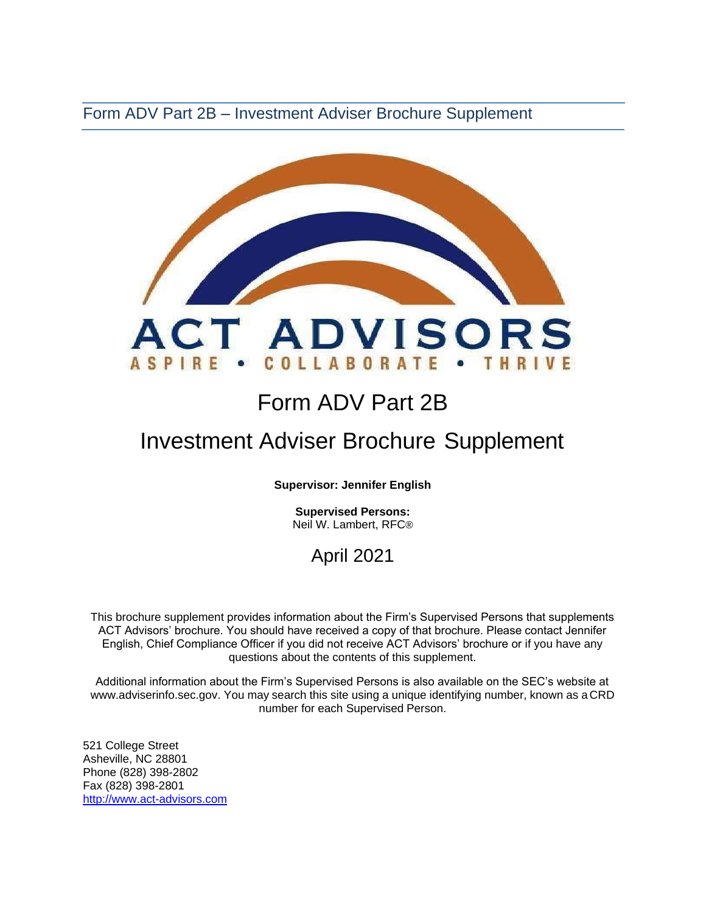Form ADV Part 2B – Investment Adviser Brochure Supplement

ACT ADVISORS

ASPIRE • COLLABORATE • THRIVE

# Form ADV Part 2B

# Investment Adviser Brochure Supplement

**Supervisor: Jennifer English**

**Supervised Persons:**
Neil W. Lambert, RFC®

April 2021

This brochure supplement provides information about the Firm's Supervised Persons that supplements ACT Advisors' brochure. You should have received a copy of that brochure. Please contact Jennifer English, Chief Compliance Officer if you did not receive ACT Advisors' brochure or if you have any questions about the contents of this supplement.

Additional information about the Firm's Supervised Persons is also available on the SEC's website at www.adviserinfo.sec.gov. You may search this site using a unique identifying number, known as a CRD number for each Supervised Person.

521 College Street
Asheville, NC 28801
Phone (828) 398-2802
Fax (828) 398-2801
[http://www.act-advisors.com](http://www.act-advisors.com)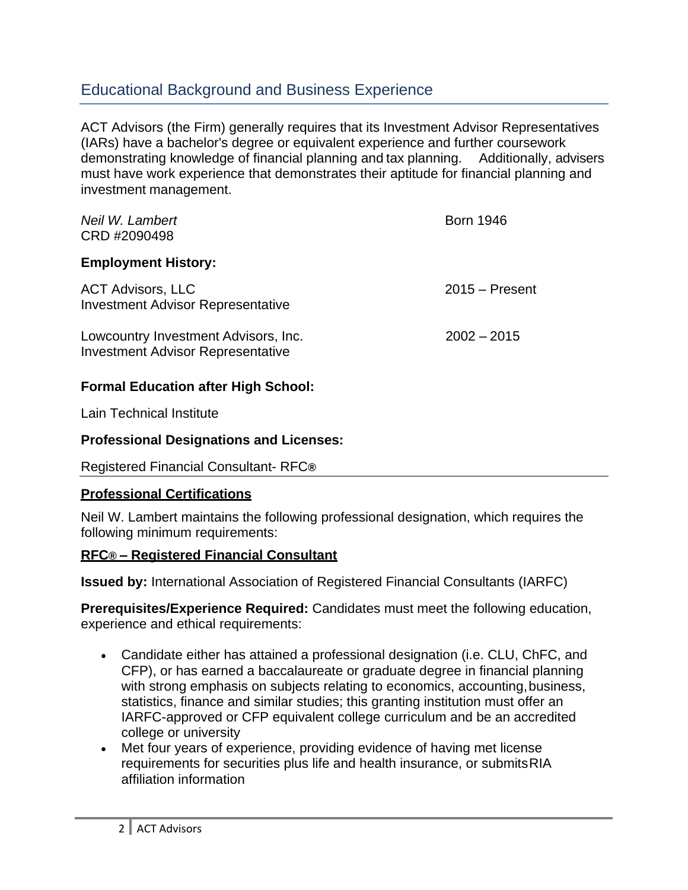## Educational Background and Business Experience

ACT Advisors (the Firm) generally requires that its Investment Advisor Representatives (IARs) have a bachelor's degree or equivalent experience and further coursework demonstrating knowledge of financial planning and tax planning. Additionally, advisers must have work experience that demonstrates their aptitude for financial planning and investment management.

*Neil W. Lambert* — Born 1946
CRD #2090498

**Employment History:**

ACT Advisors, LLC — 2015 – Present
Investment Advisor Representative

Lowcountry Investment Advisors, Inc. — 2002 – 2015
Investment Advisor Representative

**Formal Education after High School:**

Lain Technical Institute

**Professional Designations and Licenses:**

Registered Financial Consultant- RFC®

**Professional Certifications**

Neil W. Lambert maintains the following professional designation, which requires the following minimum requirements:

**RFC® – Registered Financial Consultant**

**Issued by:** International Association of Registered Financial Consultants (IARFC)

**Prerequisites/Experience Required:** Candidates must meet the following education, experience and ethical requirements:

- Candidate either has attained a professional designation (i.e. CLU, ChFC, and CFP), or has earned a baccalaureate or graduate degree in financial planning with strong emphasis on subjects relating to economics, accounting, business, statistics, finance and similar studies; this granting institution must offer an IARFC-approved or CFP equivalent college curriculum and be an accredited college or university
- Met four years of experience, providing evidence of having met license requirements for securities plus life and health insurance, or submits RIA affiliation information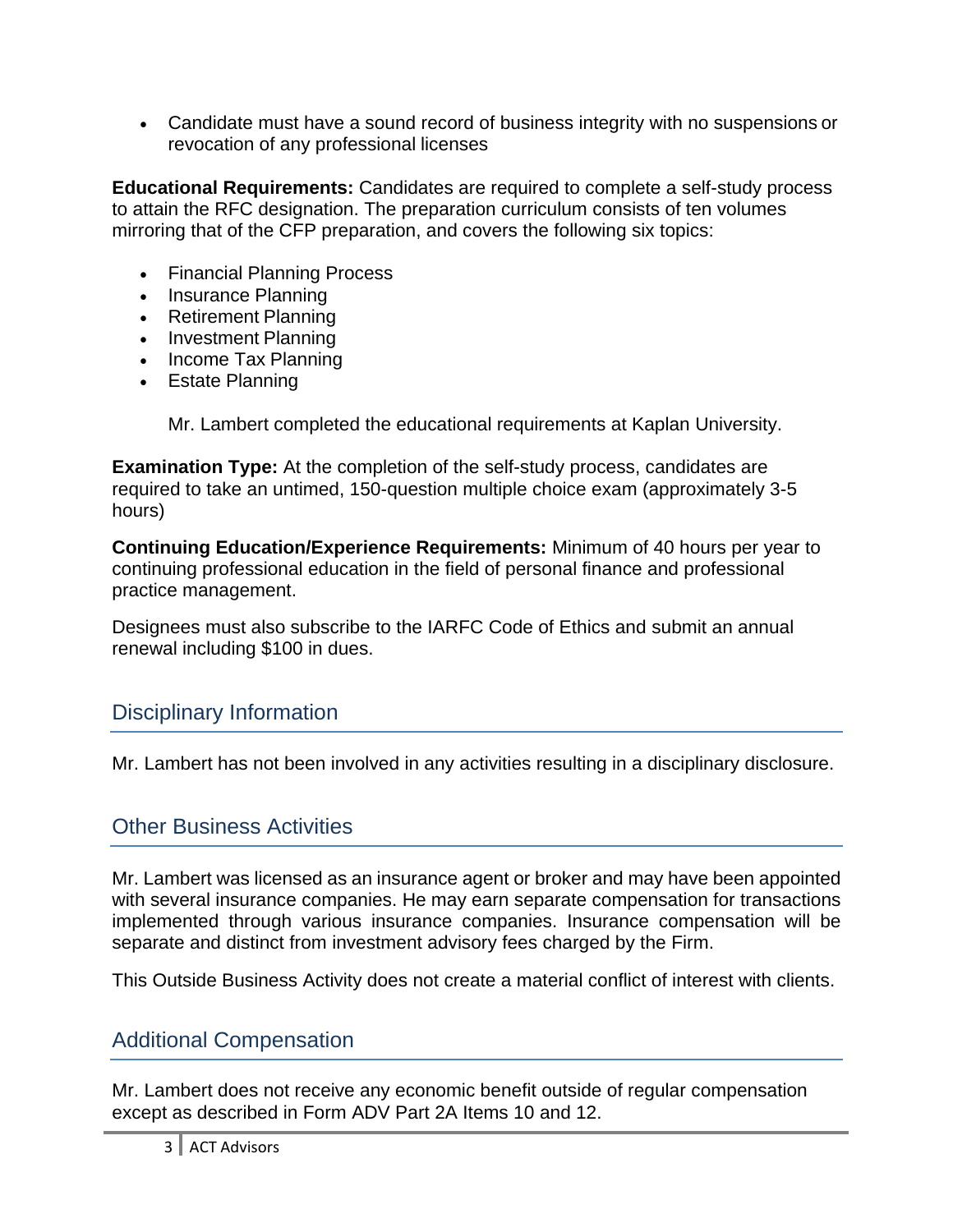- Candidate must have a sound record of business integrity with no suspensions or revocation of any professional licenses

**Educational Requirements:** Candidates are required to complete a self-study process to attain the RFC designation. The preparation curriculum consists of ten volumes mirroring that of the CFP preparation, and covers the following six topics:

- Financial Planning Process
- Insurance Planning
- Retirement Planning
- Investment Planning
- Income Tax Planning
- Estate Planning

Mr. Lambert completed the educational requirements at Kaplan University.

**Examination Type:** At the completion of the self-study process, candidates are required to take an untimed, 150-question multiple choice exam (approximately 3-5 hours)

**Continuing Education/Experience Requirements:** Minimum of 40 hours per year to continuing professional education in the field of personal finance and professional practice management.

Designees must also subscribe to the IARFC Code of Ethics and submit an annual renewal including $100 in dues.

## Disciplinary Information

Mr. Lambert has not been involved in any activities resulting in a disciplinary disclosure.

## Other Business Activities

Mr. Lambert was licensed as an insurance agent or broker and may have been appointed with several insurance companies. He may earn separate compensation for transactions implemented through various insurance companies. Insurance compensation will be separate and distinct from investment advisory fees charged by the Firm.

This Outside Business Activity does not create a material conflict of interest with clients.

## Additional Compensation

Mr. Lambert does not receive any economic benefit outside of regular compensation except as described in Form ADV Part 2A Items 10 and 12.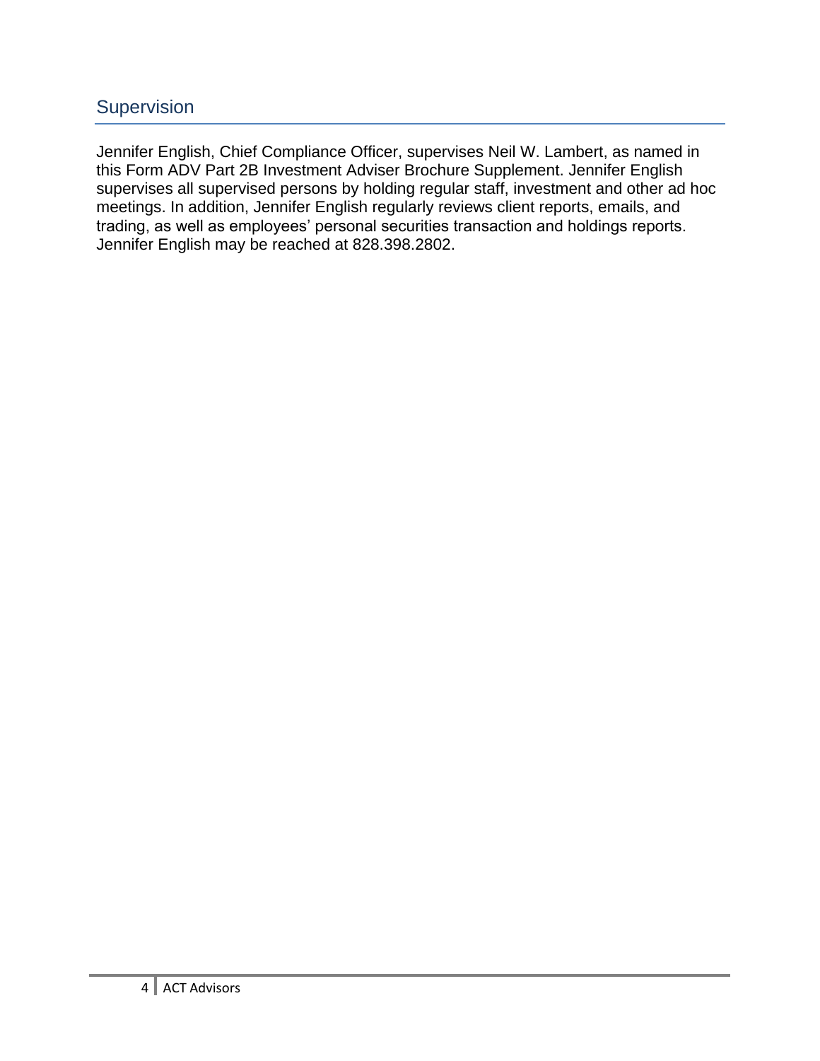## Supervision

Jennifer English, Chief Compliance Officer, supervises Neil W. Lambert, as named in this Form ADV Part 2B Investment Adviser Brochure Supplement. Jennifer English supervises all supervised persons by holding regular staff, investment and other ad hoc meetings. In addition, Jennifer English regularly reviews client reports, emails, and trading, as well as employees' personal securities transaction and holdings reports. Jennifer English may be reached at 828.398.2802.